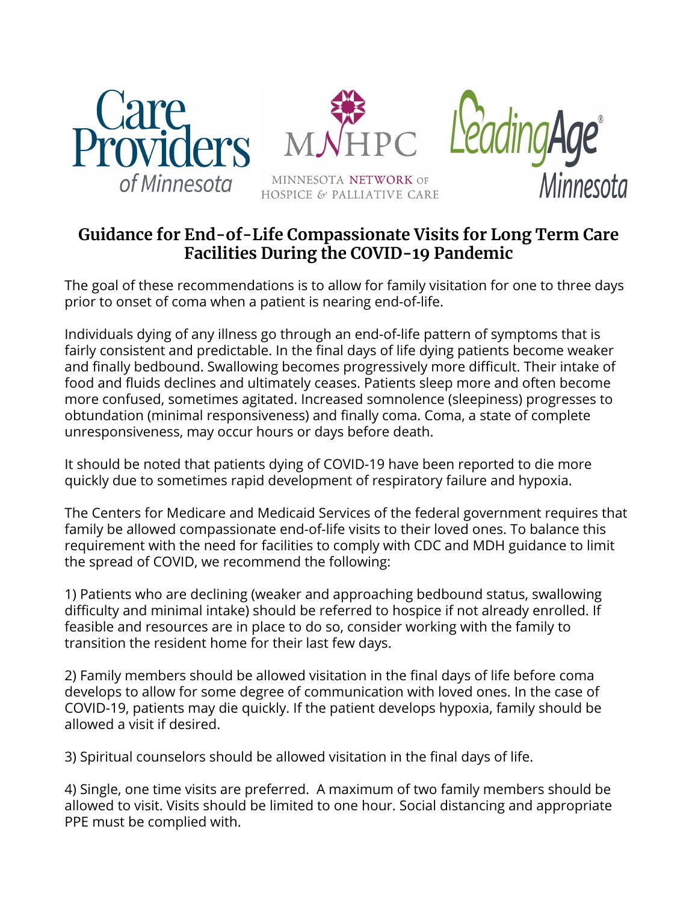# Guidance for End-of-Life Compassionate Visits for Long Term Care Facilities During the COVID-19 Pandemic

The goal of these recommendations is to allow for family visitation for one to three days prior to onset of coma when a patient is nearing end-of-life.

Individuals dying of any illness go through an end-of-life pattern of symptoms that is fairly consistent and predictable. In the final days of life dying patients become weaker and finally bedbound. Swallowing becomes progressively more difficult. Their intake of food and fluids declines and ultimately ceases. Patients sleep more and often become more confused, sometimes agitated. Increased somnolence (sleepiness) progresses to obtundation (minimal responsiveness) and finally coma. Coma, a state of complete unresponsiveness, may occur hours or days before death.

It should be noted that patients dying of COVID-19 have been reported to die more quickly due to sometimes rapid development of respiratory failure and hypoxia.

The Centers for Medicare and Medicaid Services of the federal government requires that family be allowed compassionate end-of-life visits to their loved ones. To balance this requirement with the need for facilities to comply with CDC and MDH guidance to limit the spread of COVID, we recommend the following:

1) Patients who are declining (weaker and approaching bedbound status, swallowing difficulty and minimal intake) should be referred to hospice if not already enrolled. If feasible and resources are in place to do so, consider working with the family to transition the resident home for their last few days.

2) Family members should be allowed visitation in the final days of life before coma develops to allow for some degree of communication with loved ones. In the case of COVID-19, patients may die quickly. If the patient develops hypoxia, family should be allowed a visit if desired.

3) Spiritual counselors should be allowed visitation in the final days of life.

4) Single, one time visits are preferred. A maximum of two family members should be allowed to visit. Visits should be limited to one hour. Social distancing and appropriate PPE must be complied with.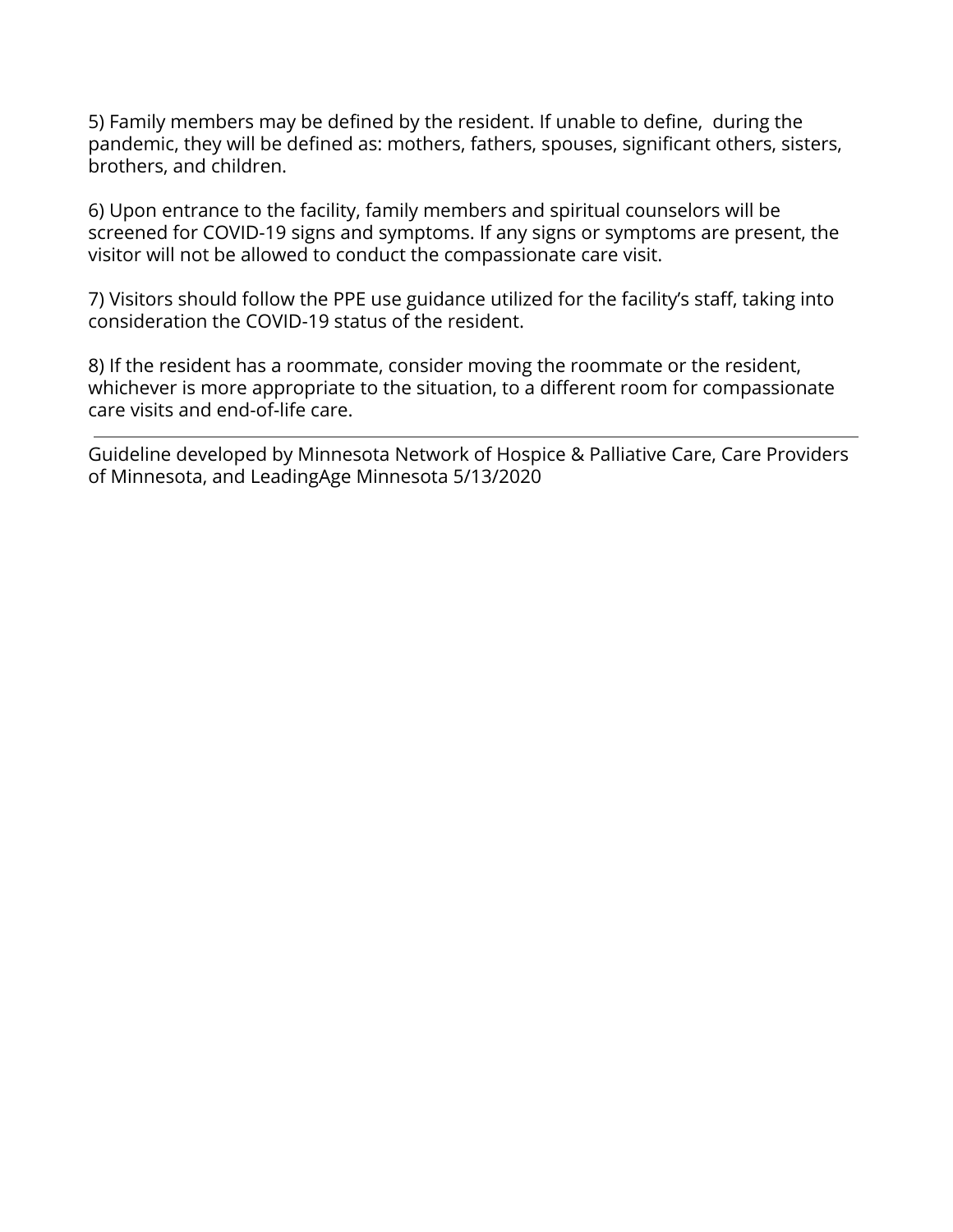5) Family members may be defined by the resident. If unable to define, during the pandemic, they will be defined as: mothers, fathers, spouses, significant others, sisters, brothers, and children.

6) Upon entrance to the facility, family members and spiritual counselors will be screened for COVID-19 signs and symptoms. If any signs or symptoms are present, the visitor will not be allowed to conduct the compassionate care visit.

7) Visitors should follow the PPE use guidance utilized for the facility's staff, taking into consideration the COVID-19 status of the resident.

8) If the resident has a roommate, consider moving the roommate or the resident, whichever is more appropriate to the situation, to a different room for compassionate care visits and end-of-life care.

---

Guideline developed by Minnesota Network of Hospice & Palliative Care, Care Providers of Minnesota, and LeadingAge Minnesota 5/13/2020